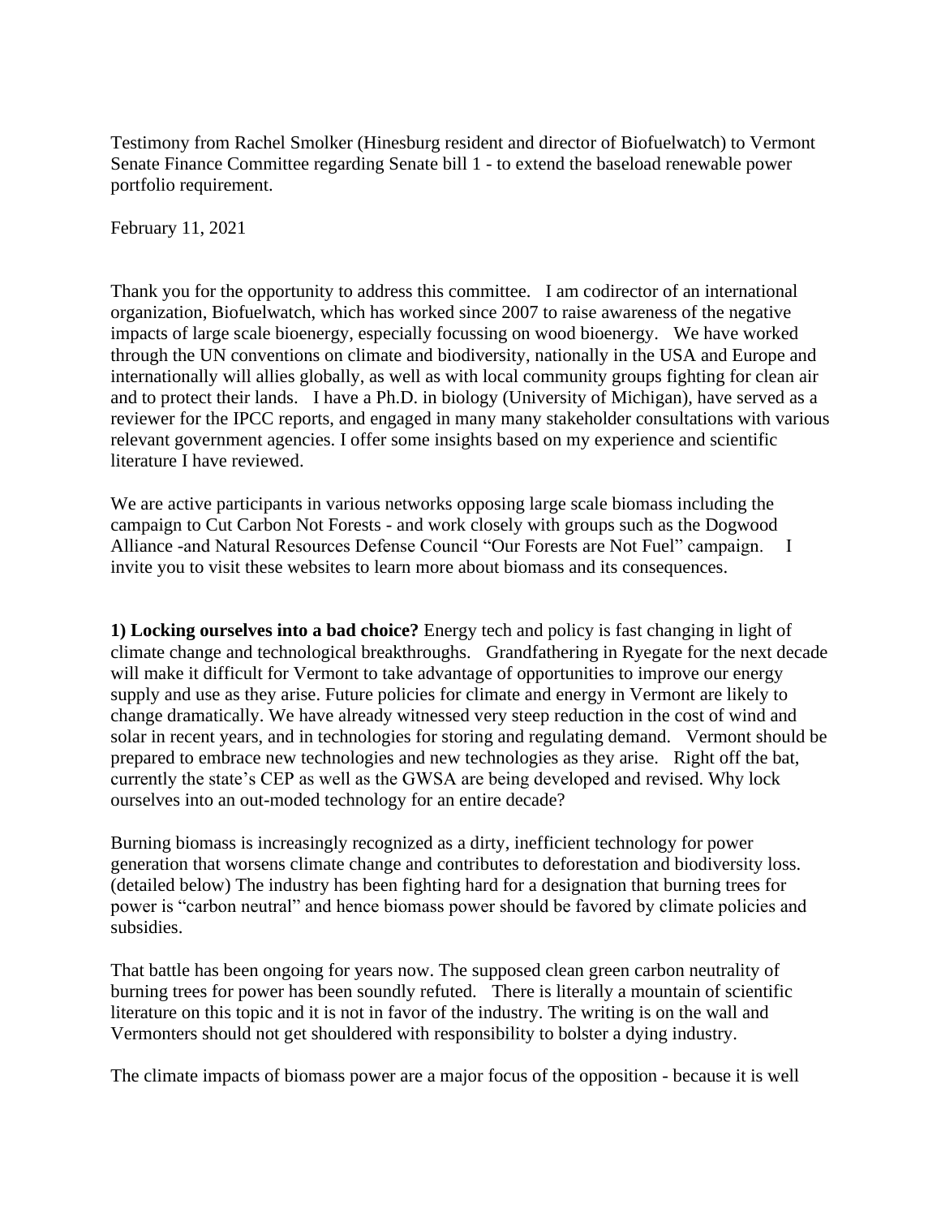Testimony from Rachel Smolker (Hinesburg resident and director of Biofuelwatch) to Vermont Senate Finance Committee regarding Senate bill 1 - to extend the baseload renewable power portfolio requirement.

February 11, 2021

Thank you for the opportunity to address this committee. I am codirector of an international organization, Biofuelwatch, which has worked since 2007 to raise awareness of the negative impacts of large scale bioenergy, especially focussing on wood bioenergy. We have worked through the UN conventions on climate and biodiversity, nationally in the USA and Europe and internationally will allies globally, as well as with local community groups fighting for clean air and to protect their lands. I have a Ph.D. in biology (University of Michigan), have served as a reviewer for the IPCC reports, and engaged in many many stakeholder consultations with various relevant government agencies. I offer some insights based on my experience and scientific literature I have reviewed.

We are active participants in various networks opposing large scale biomass including the campaign to Cut Carbon Not Forests - and work closely with groups such as the Dogwood Alliance -and Natural Resources Defense Council "Our Forests are Not Fuel" campaign. I invite you to visit these websites to learn more about biomass and its consequences.

**1) Locking ourselves into a bad choice?** Energy tech and policy is fast changing in light of climate change and technological breakthroughs. Grandfathering in Ryegate for the next decade will make it difficult for Vermont to take advantage of opportunities to improve our energy supply and use as they arise. Future policies for climate and energy in Vermont are likely to change dramatically. We have already witnessed very steep reduction in the cost of wind and solar in recent years, and in technologies for storing and regulating demand. Vermont should be prepared to embrace new technologies and new technologies as they arise. Right off the bat, currently the state's CEP as well as the GWSA are being developed and revised. Why lock ourselves into an out-moded technology for an entire decade?

Burning biomass is increasingly recognized as a dirty, inefficient technology for power generation that worsens climate change and contributes to deforestation and biodiversity loss. (detailed below) The industry has been fighting hard for a designation that burning trees for power is "carbon neutral" and hence biomass power should be favored by climate policies and subsidies.

That battle has been ongoing for years now. The supposed clean green carbon neutrality of burning trees for power has been soundly refuted. There is literally a mountain of scientific literature on this topic and it is not in favor of the industry. The writing is on the wall and Vermonters should not get shouldered with responsibility to bolster a dying industry.

The climate impacts of biomass power are a major focus of the opposition - because it is well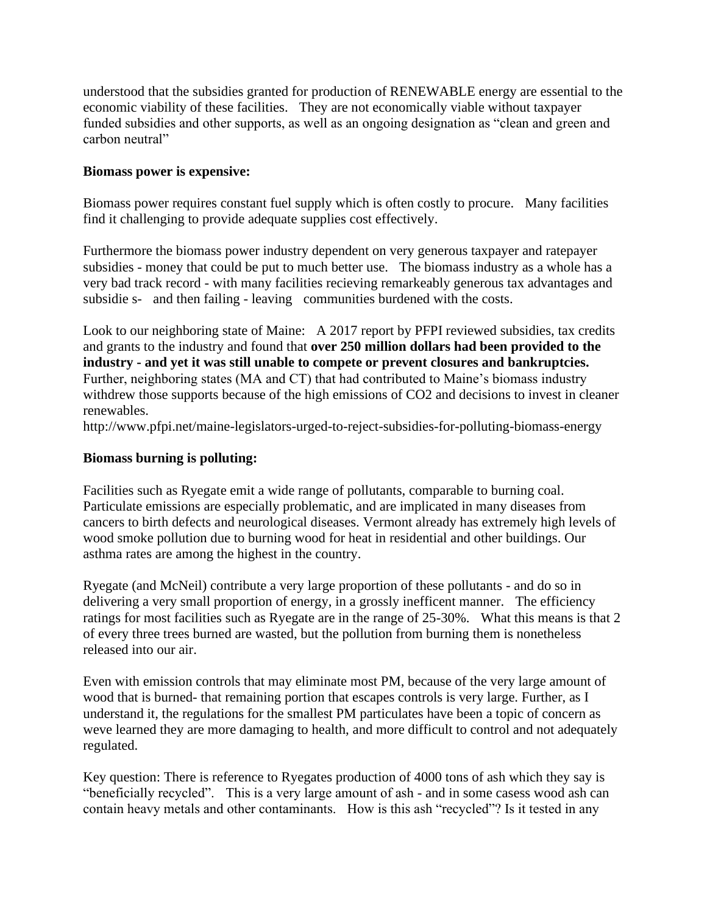understood that the subsidies granted for production of RENEWABLE energy are essential to the economic viability of these facilities. They are not economically viable without taxpayer funded subsidies and other supports, as well as an ongoing designation as "clean and green and carbon neutral"

**Biomass power is expensive:**

Biomass power requires constant fuel supply which is often costly to procure. Many facilities find it challenging to provide adequate supplies cost effectively.

Furthermore the biomass power industry dependent on very generous taxpayer and ratepayer subsidies - money that could be put to much better use. The biomass industry as a whole has a very bad track record - with many facilities recieving remarkeably generous tax advantages and subsidie s- and then failing - leaving communities burdened with the costs.

Look to our neighboring state of Maine: A 2017 report by PFPI reviewed subsidies, tax credits and grants to the industry and found that **over 250 million dollars had been provided to the industry - and yet it was still unable to compete or prevent closures and bankruptcies.** Further, neighboring states (MA and CT) that had contributed to Maine's biomass industry withdrew those supports because of the high emissions of CO2 and decisions to invest in cleaner renewables.
http://www.pfpi.net/maine-legislators-urged-to-reject-subsidies-for-polluting-biomass-energy

**Biomass burning is polluting:**

Facilities such as Ryegate emit a wide range of pollutants, comparable to burning coal. Particulate emissions are especially problematic, and are implicated in many diseases from cancers to birth defects and neurological diseases. Vermont already has extremely high levels of wood smoke pollution due to burning wood for heat in residential and other buildings. Our asthma rates are among the highest in the country.

Ryegate (and McNeil) contribute a very large proportion of these pollutants - and do so in delivering a very small proportion of energy, in a grossly inefficent manner. The efficiency ratings for most facilities such as Ryegate are in the range of 25-30%. What this means is that 2 of every three trees burned are wasted, but the pollution from burning them is nonetheless released into our air.

Even with emission controls that may eliminate most PM, because of the very large amount of wood that is burned- that remaining portion that escapes controls is very large. Further, as I understand it, the regulations for the smallest PM particulates have been a topic of concern as weve learned they are more damaging to health, and more difficult to control and not adequately regulated.

Key question: There is reference to Ryegates production of 4000 tons of ash which they say is "beneficially recycled". This is a very large amount of ash - and in some casess wood ash can contain heavy metals and other contaminants. How is this ash "recycled"? Is it tested in any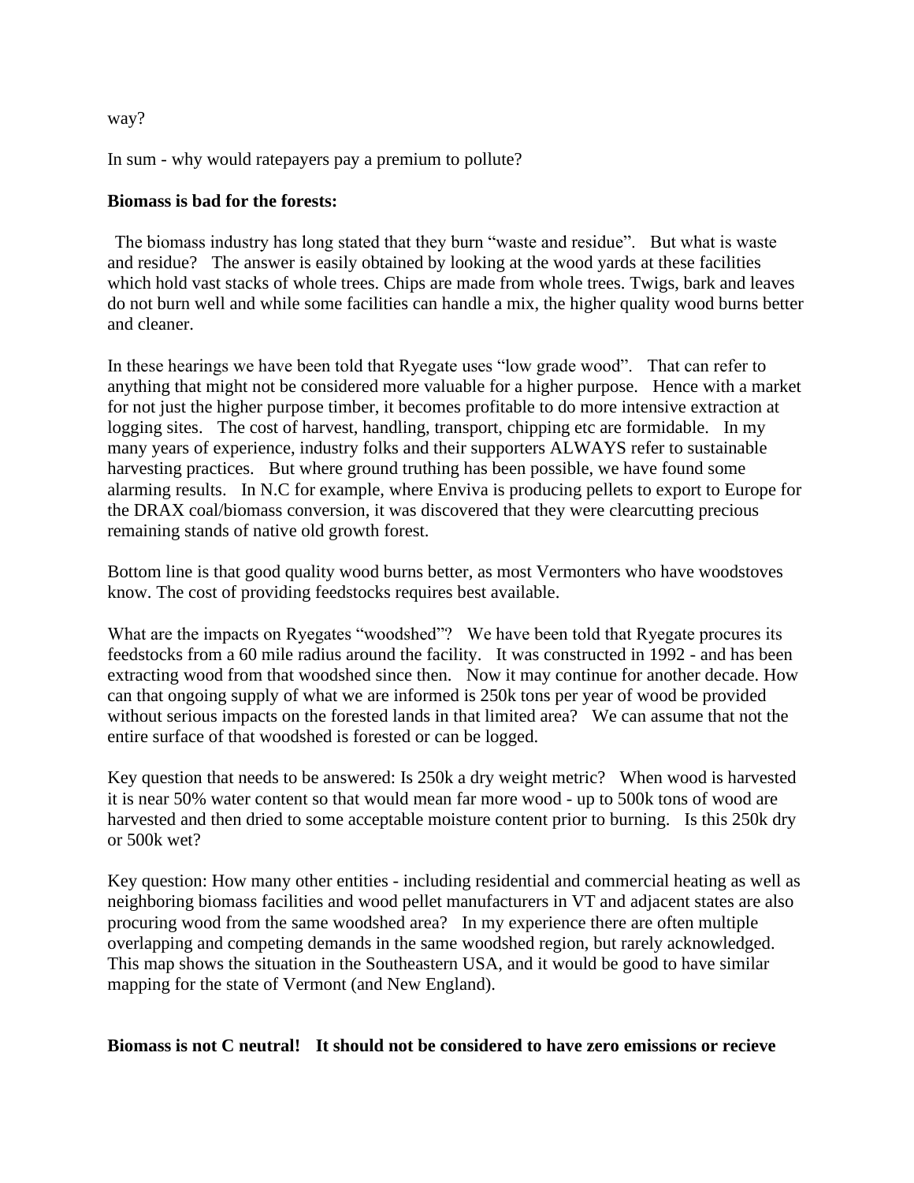way?

In sum - why would ratepayers pay a premium to pollute?

**Biomass is bad for the forests:**

The biomass industry has long stated that they burn "waste and residue". But what is waste and residue? The answer is easily obtained by looking at the wood yards at these facilities which hold vast stacks of whole trees. Chips are made from whole trees. Twigs, bark and leaves do not burn well and while some facilities can handle a mix, the higher quality wood burns better and cleaner.

In these hearings we have been told that Ryegate uses "low grade wood". That can refer to anything that might not be considered more valuable for a higher purpose. Hence with a market for not just the higher purpose timber, it becomes profitable to do more intensive extraction at logging sites. The cost of harvest, handling, transport, chipping etc are formidable. In my many years of experience, industry folks and their supporters ALWAYS refer to sustainable harvesting practices. But where ground truthing has been possible, we have found some alarming results. In N.C for example, where Enviva is producing pellets to export to Europe for the DRAX coal/biomass conversion, it was discovered that they were clearcutting precious remaining stands of native old growth forest.

Bottom line is that good quality wood burns better, as most Vermonters who have woodstoves know. The cost of providing feedstocks requires best available.

What are the impacts on Ryegates "woodshed"? We have been told that Ryegate procures its feedstocks from a 60 mile radius around the facility. It was constructed in 1992 - and has been extracting wood from that woodshed since then. Now it may continue for another decade. How can that ongoing supply of what we are informed is 250k tons per year of wood be provided without serious impacts on the forested lands in that limited area? We can assume that not the entire surface of that woodshed is forested or can be logged.

Key question that needs to be answered: Is 250k a dry weight metric? When wood is harvested it is near 50% water content so that would mean far more wood - up to 500k tons of wood are harvested and then dried to some acceptable moisture content prior to burning. Is this 250k dry or 500k wet?

Key question: How many other entities - including residential and commercial heating as well as neighboring biomass facilities and wood pellet manufacturers in VT and adjacent states are also procuring wood from the same woodshed area? In my experience there are often multiple overlapping and competing demands in the same woodshed region, but rarely acknowledged. This map shows the situation in the Southeastern USA, and it would be good to have similar mapping for the state of Vermont (and New England).

**Biomass is not C neutral! It should not be considered to have zero emissions or recieve**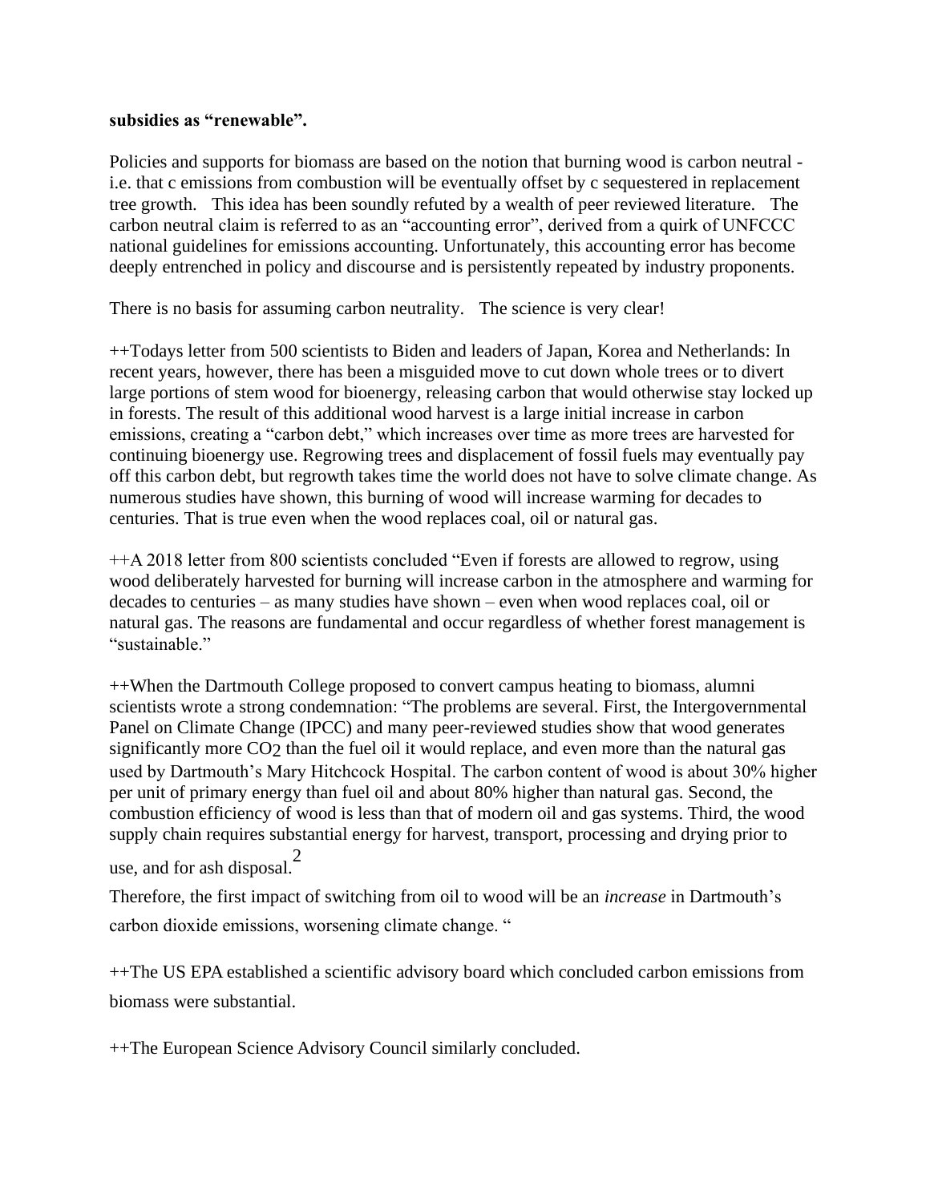**subsidies as "renewable".**

Policies and supports for biomass are based on the notion that burning wood is carbon neutral - i.e. that c emissions from combustion will be eventually offset by c sequestered in replacement tree growth. This idea has been soundly refuted by a wealth of peer reviewed literature. The carbon neutral claim is referred to as an "accounting error", derived from a quirk of UNFCCC national guidelines for emissions accounting. Unfortunately, this accounting error has become deeply entrenched in policy and discourse and is persistently repeated by industry proponents.

There is no basis for assuming carbon neutrality. The science is very clear!

++Todays letter from 500 scientists to Biden and leaders of Japan, Korea and Netherlands: In recent years, however, there has been a misguided move to cut down whole trees or to divert large portions of stem wood for bioenergy, releasing carbon that would otherwise stay locked up in forests. The result of this additional wood harvest is a large initial increase in carbon emissions, creating a "carbon debt," which increases over time as more trees are harvested for continuing bioenergy use. Regrowing trees and displacement of fossil fuels may eventually pay off this carbon debt, but regrowth takes time the world does not have to solve climate change. As numerous studies have shown, this burning of wood will increase warming for decades to centuries. That is true even when the wood replaces coal, oil or natural gas.

++A 2018 letter from 800 scientists concluded "Even if forests are allowed to regrow, using wood deliberately harvested for burning will increase carbon in the atmosphere and warming for decades to centuries – as many studies have shown – even when wood replaces coal, oil or natural gas. The reasons are fundamental and occur regardless of whether forest management is "sustainable."

++When the Dartmouth College proposed to convert campus heating to biomass, alumni scientists wrote a strong condemnation: "The problems are several. First, the Intergovernmental Panel on Climate Change (IPCC) and many peer-reviewed studies show that wood generates significantly more $CO_2$ than the fuel oil it would replace, and even more than the natural gas used by Dartmouth's Mary Hitchcock Hospital. The carbon content of wood is about 30% higher per unit of primary energy than fuel oil and about 80% higher than natural gas. Second, the combustion efficiency of wood is less than that of modern oil and gas systems. Third, the wood supply chain requires substantial energy for harvest, transport, processing and drying prior to use, and for ash disposal.[2]

Therefore, the first impact of switching from oil to wood will be an *increase* in Dartmouth's carbon dioxide emissions, worsening climate change. "

++The US EPA established a scientific advisory board which concluded carbon emissions from biomass were substantial.

++The European Science Advisory Council similarly concluded.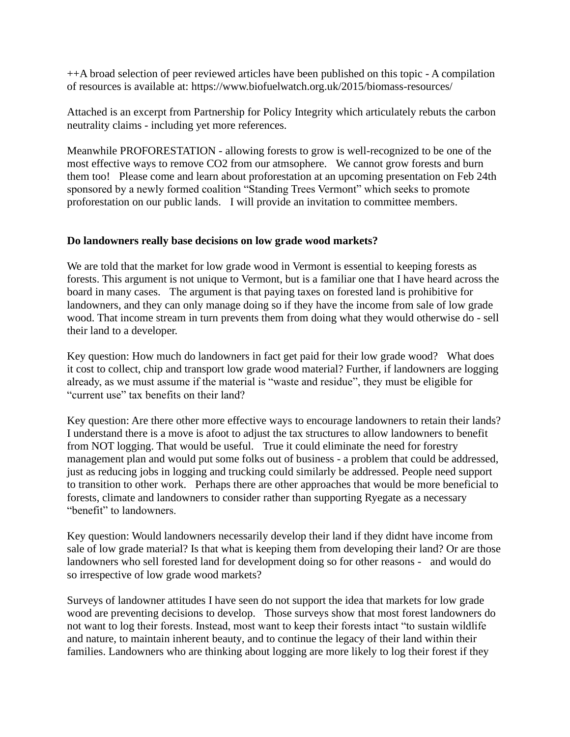++A broad selection of peer reviewed articles have been published on this topic - A compilation of resources is available at: https://www.biofuelwatch.org.uk/2015/biomass-resources/

Attached is an excerpt from Partnership for Policy Integrity which articulately rebuts the carbon neutrality claims - including yet more references.

Meanwhile PROFORESTATION - allowing forests to grow is well-recognized to be one of the most effective ways to remove $CO_2$ from our atmsophere. We cannot grow forests and burn them too! Please come and learn about proforestation at an upcoming presentation on Feb 24th sponsored by a newly formed coalition "Standing Trees Vermont" which seeks to promote proforestation on our public lands. I will provide an invitation to committee members.

**Do landowners really base decisions on low grade wood markets?**

We are told that the market for low grade wood in Vermont is essential to keeping forests as forests. This argument is not unique to Vermont, but is a familiar one that I have heard across the board in many cases. The argument is that paying taxes on forested land is prohibitive for landowners, and they can only manage doing so if they have the income from sale of low grade wood. That income stream in turn prevents them from doing what they would otherwise do - sell their land to a developer.

Key question: How much do landowners in fact get paid for their low grade wood? What does it cost to collect, chip and transport low grade wood material? Further, if landowners are logging already, as we must assume if the material is "waste and residue", they must be eligible for "current use" tax benefits on their land?

Key question: Are there other more effective ways to encourage landowners to retain their lands? I understand there is a move is afoot to adjust the tax structures to allow landowners to benefit from NOT logging. That would be useful. True it could eliminate the need for forestry management plan and would put some folks out of business - a problem that could be addressed, just as reducing jobs in logging and trucking could similarly be addressed. People need support to transition to other work. Perhaps there are other approaches that would be more beneficial to forests, climate and landowners to consider rather than supporting Ryegate as a necessary "benefit" to landowners.

Key question: Would landowners necessarily develop their land if they didnt have income from sale of low grade material? Is that what is keeping them from developing their land? Or are those landowners who sell forested land for development doing so for other reasons - and would do so irrespective of low grade wood markets?

Surveys of landowner attitudes I have seen do not support the idea that markets for low grade wood are preventing decisions to develop. Those surveys show that most forest landowners do not want to log their forests. Instead, most want to keep their forests intact "to sustain wildlife and nature, to maintain inherent beauty, and to continue the legacy of their land within their families. Landowners who are thinking about logging are more likely to log their forest if they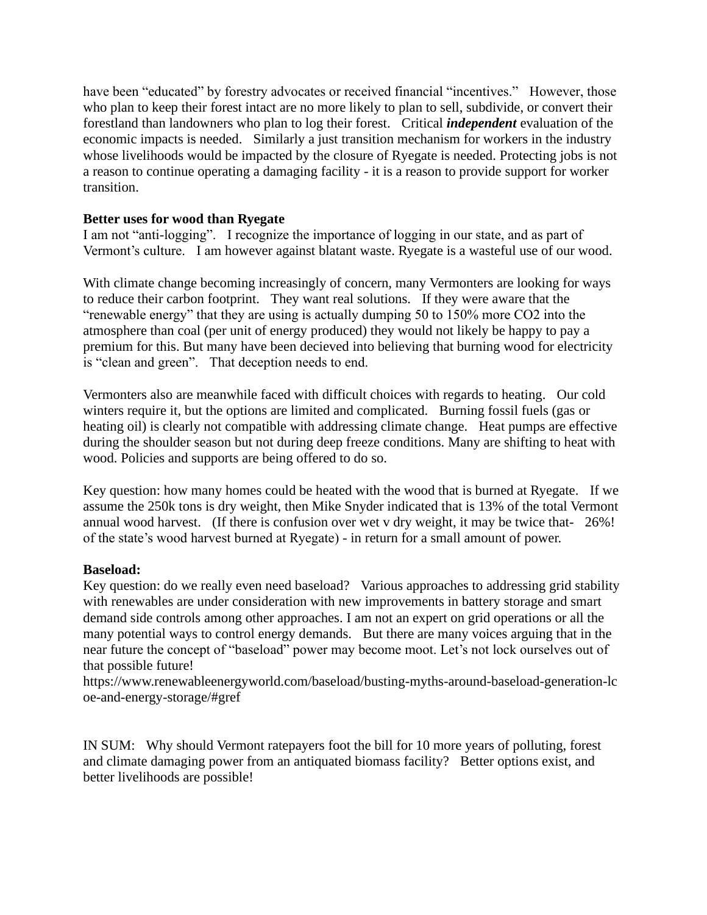have been "educated" by forestry advocates or received financial "incentives." However, those who plan to keep their forest intact are no more likely to plan to sell, subdivide, or convert their forestland than landowners who plan to log their forest. Critical ***independent*** evaluation of the economic impacts is needed. Similarly a just transition mechanism for workers in the industry whose livelihoods would be impacted by the closure of Ryegate is needed. Protecting jobs is not a reason to continue operating a damaging facility - it is a reason to provide support for worker transition.

**Better uses for wood than Ryegate**

I am not "anti-logging". I recognize the importance of logging in our state, and as part of Vermont's culture. I am however against blatant waste. Ryegate is a wasteful use of our wood.

With climate change becoming increasingly of concern, many Vermonters are looking for ways to reduce their carbon footprint. They want real solutions. If they were aware that the "renewable energy" that they are using is actually dumping 50 to 150% more CO2 into the atmosphere than coal (per unit of energy produced) they would not likely be happy to pay a premium for this. But many have been decieved into believing that burning wood for electricity is "clean and green". That deception needs to end.

Vermonters also are meanwhile faced with difficult choices with regards to heating. Our cold winters require it, but the options are limited and complicated. Burning fossil fuels (gas or heating oil) is clearly not compatible with addressing climate change. Heat pumps are effective during the shoulder season but not during deep freeze conditions. Many are shifting to heat with wood. Policies and supports are being offered to do so.

Key question: how many homes could be heated with the wood that is burned at Ryegate. If we assume the 250k tons is dry weight, then Mike Snyder indicated that is 13% of the total Vermont annual wood harvest. (If there is confusion over wet v dry weight, it may be twice that- 26%! of the state's wood harvest burned at Ryegate) - in return for a small amount of power.

**Baseload:**

Key question: do we really even need baseload? Various approaches to addressing grid stability with renewables are under consideration with new improvements in battery storage and smart demand side controls among other approaches. I am not an expert on grid operations or all the many potential ways to control energy demands. But there are many voices arguing that in the near future the concept of "baseload" power may become moot. Let's not lock ourselves out of that possible future!
https://www.renewableenergyworld.com/baseload/busting-myths-around-baseload-generation-lcoe-and-energy-storage/#gref

IN SUM: Why should Vermont ratepayers foot the bill for 10 more years of polluting, forest and climate damaging power from an antiquated biomass facility? Better options exist, and better livelihoods are possible!